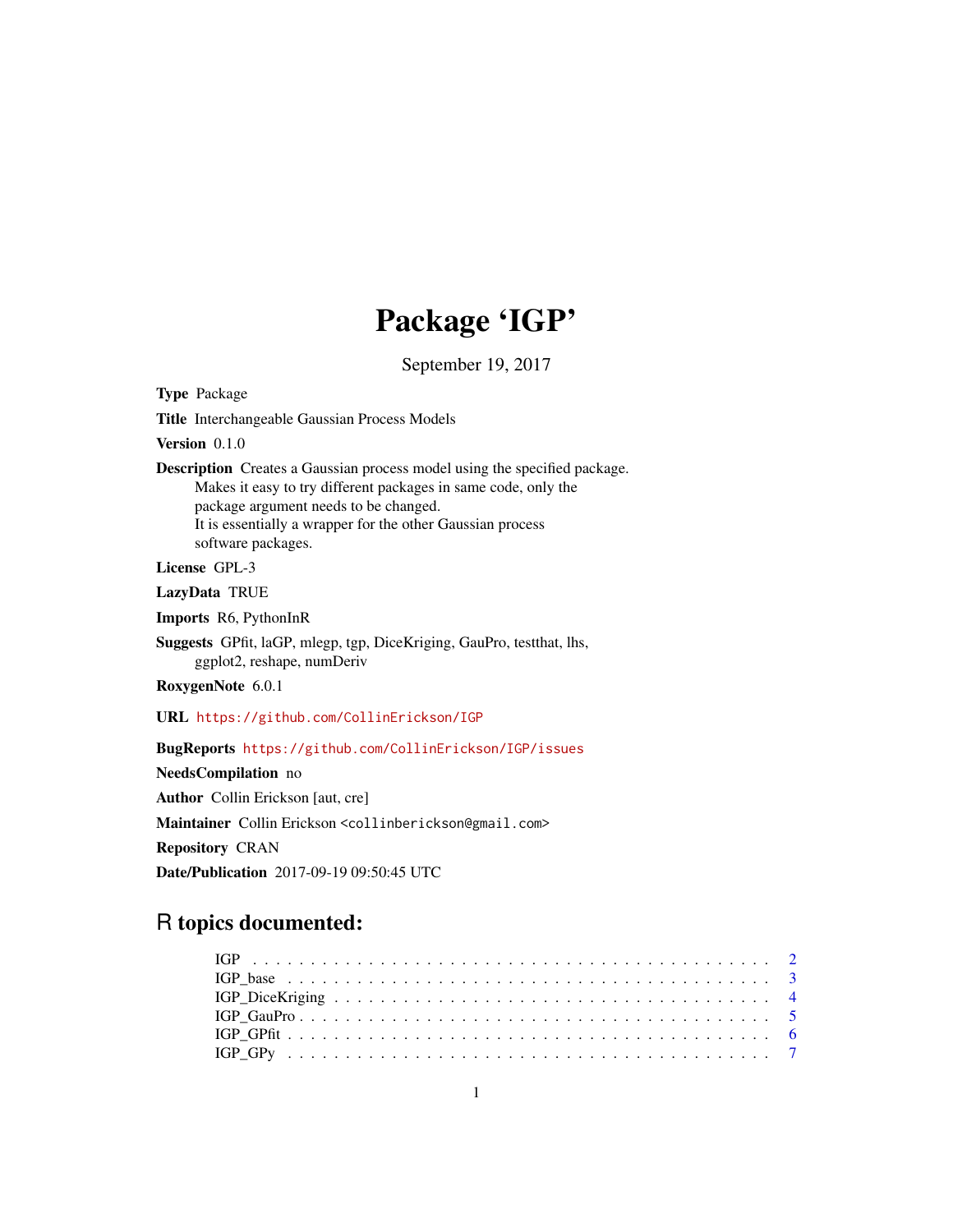# Package 'IGP'

September 19, 2017

**Type** Package

**Title** Interchangeable Gaussian Process Models

**Version** 0.1.0

**Description** Creates a Gaussian process model using the specified package.
Makes it easy to try different packages in same code, only the
package argument needs to be changed.
It is essentially a wrapper for the other Gaussian process
software packages.

**License** GPL-3

**LazyData** TRUE

**Imports** R6, PythonInR

**Suggests** GPfit, laGP, mlegp, tgp, DiceKriging, GauPro, testthat, lhs,
ggplot2, reshape, numDeriv

**RoxygenNote** 6.0.1

**URL** https://github.com/CollinErickson/IGP

**BugReports** https://github.com/CollinErickson/IGP/issues

**NeedsCompilation** no

**Author** Collin Erickson [aut, cre]

**Maintainer** Collin Erickson <collinberickson@gmail.com>

**Repository** CRAN

**Date/Publication** 2017-09-19 09:50:45 UTC

## R topics documented:

| | |
|---|---|
| IGP | 2 |
| IGP_base | 3 |
| IGP_DiceKriging | 4 |
| IGP_GauPro | 5 |
| IGP_GPfit | 6 |
| IGP_GPy | 7 |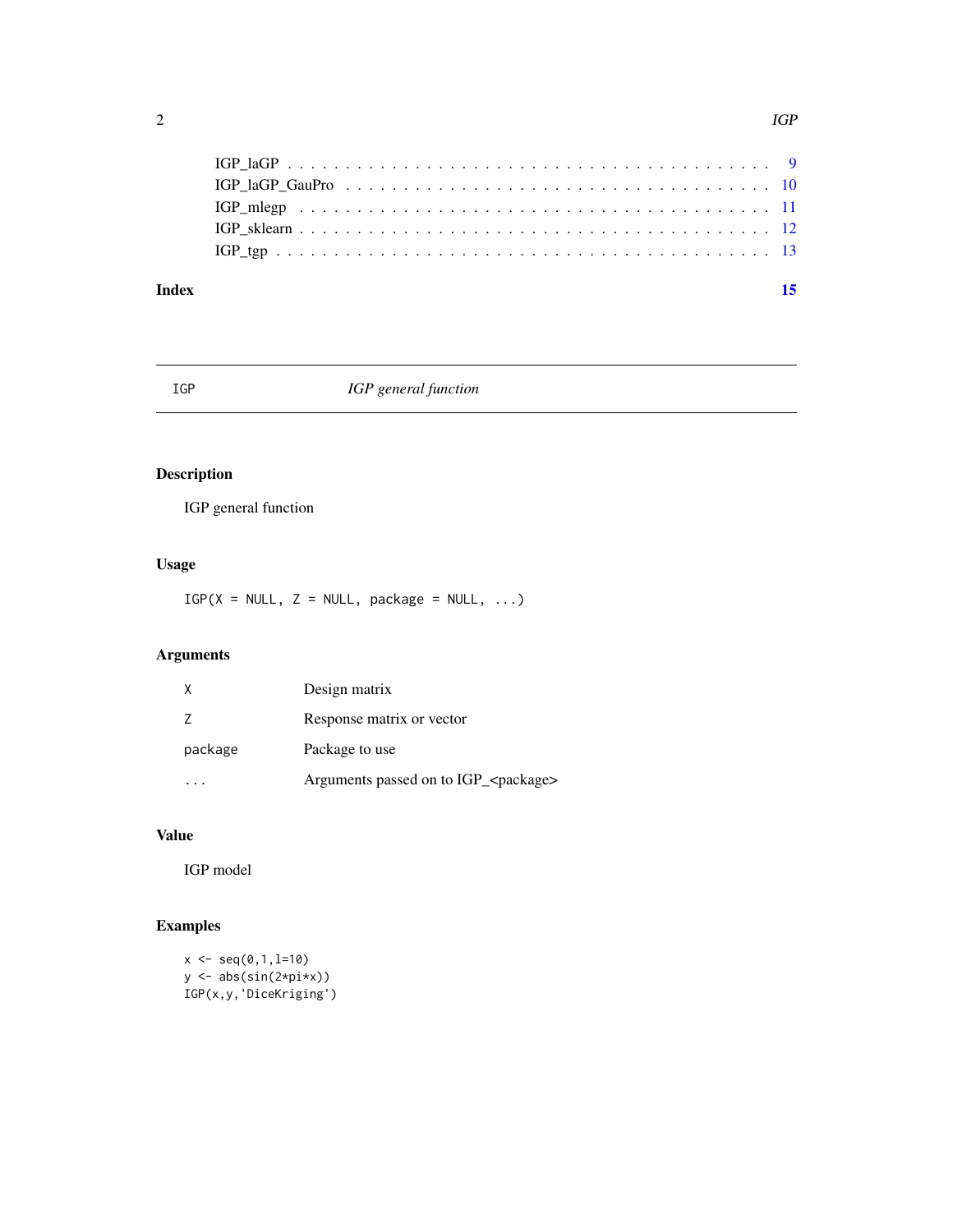IGP_laGP . . . . . . . . . . . . . . . . . . . . . . . . . . . . . . . . . . . . . . . . 9
IGP_laGP_GauPro . . . . . . . . . . . . . . . . . . . . . . . . . . . . . . . . . . . 10
IGP_mlegp . . . . . . . . . . . . . . . . . . . . . . . . . . . . . . . . . . . . . . . 11
IGP_sklearn . . . . . . . . . . . . . . . . . . . . . . . . . . . . . . . . . . . . . . 12
IGP_tgp . . . . . . . . . . . . . . . . . . . . . . . . . . . . . . . . . . . . . . . . 13

**Index** **15**

---

# IGP — *IGP general function*

## Description

IGP general function

## Usage

```
IGP(X = NULL, Z = NULL, package = NULL, ...)
```

## Arguments

| | |
|---|---|
| X | Design matrix |
| Z | Response matrix or vector |
| package | Package to use |
| ... | Arguments passed on to IGP_<package> |

## Value

IGP model

## Examples

```
x <- seq(0,1,l=10)
y <- abs(sin(2*pi*x))
IGP(x,y,'DiceKriging')
```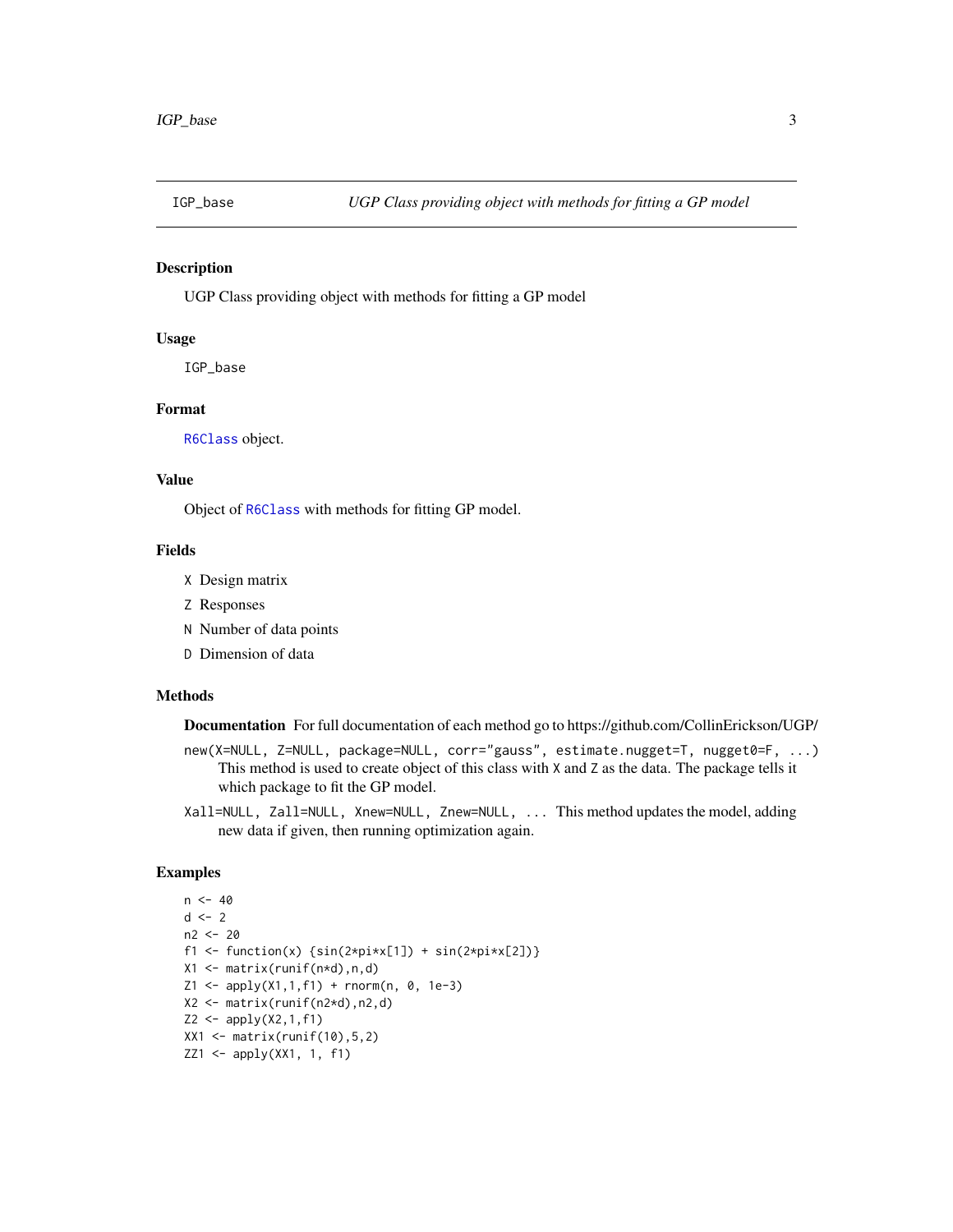`IGP_base` *UGP Class providing object with methods for fitting a GP model*

## Description

UGP Class providing object with methods for fitting a GP model

## Usage

```
IGP_base
```

## Format

`R6Class` object.

## Value

Object of `R6Class` with methods for fitting GP model.

## Fields

`X` Design matrix

`Z` Responses

`N` Number of data points

`D` Dimension of data

## Methods

**Documentation** For full documentation of each method go to https://github.com/CollinErickson/UGP/

`new(X=NULL, Z=NULL, package=NULL, corr="gauss", estimate.nugget=T, nugget0=F, ...)` This method is used to create object of this class with `X` and `Z` as the data. The package tells it which package to fit the GP model.

`Xall=NULL, Zall=NULL, Xnew=NULL, Znew=NULL, ...` This method updates the model, adding new data if given, then running optimization again.

## Examples

```
n <- 40
d <- 2
n2 <- 20
f1 <- function(x) {sin(2*pi*x[1]) + sin(2*pi*x[2])}
X1 <- matrix(runif(n*d),n,d)
Z1 <- apply(X1,1,f1) + rnorm(n, 0, 1e-3)
X2 <- matrix(runif(n2*d),n2,d)
Z2 <- apply(X2,1,f1)
XX1 <- matrix(runif(10),5,2)
ZZ1 <- apply(XX1, 1, f1)
```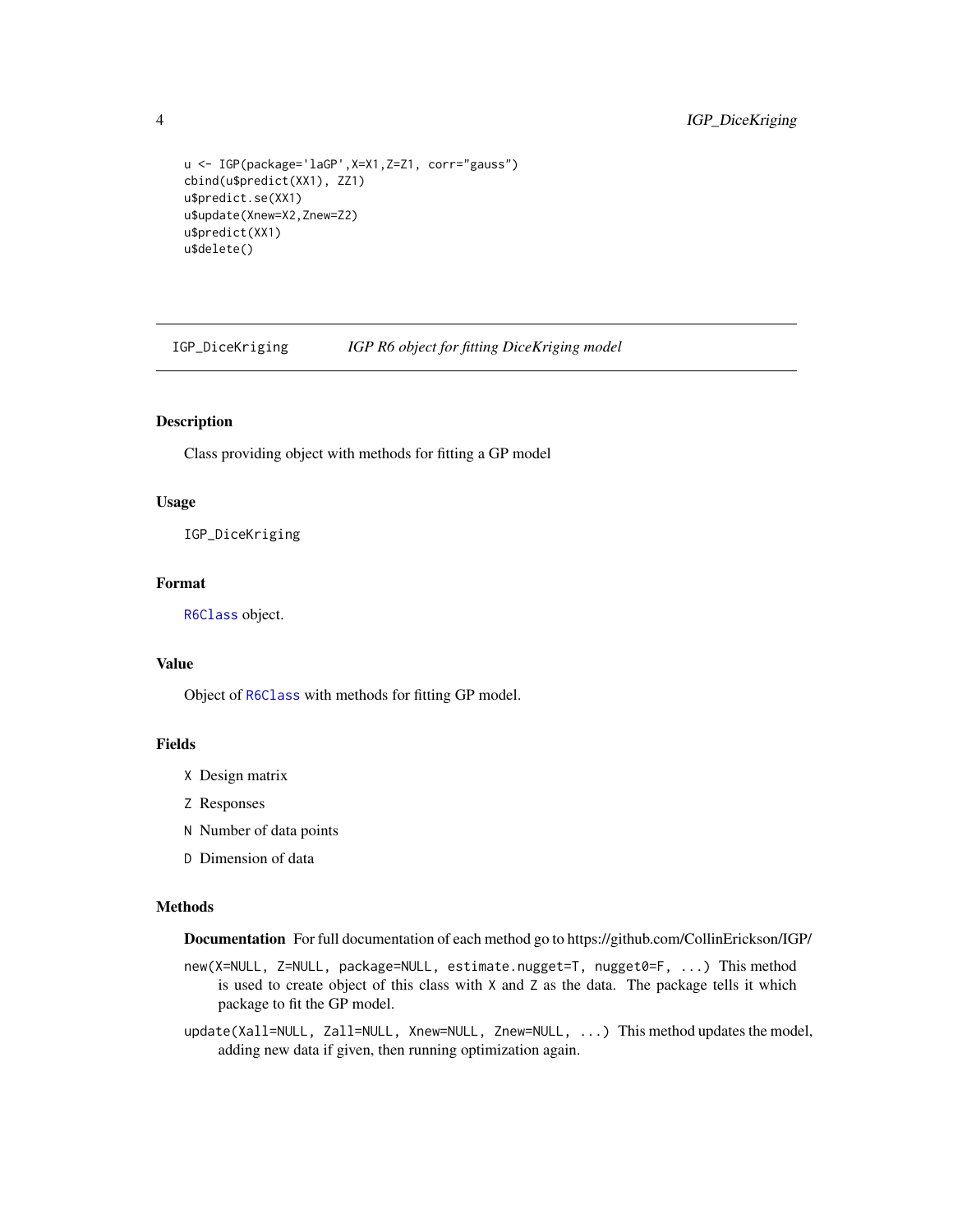```
u <- IGP(package='laGP',X=X1,Z=Z1, corr="gauss")
cbind(u$predict(XX1), ZZ1)
u$predict.se(XX1)
u$update(Xnew=X2,Znew=Z2)
u$predict(XX1)
u$delete()
```

## IGP_DiceKriging — *IGP R6 object for fitting DiceKriging model*

### Description

Class providing object with methods for fitting a GP model

### Usage

```
IGP_DiceKriging
```

### Format

`R6Class` object.

### Value

Object of `R6Class` with methods for fitting GP model.

### Fields

- `X` Design matrix
- `Z` Responses
- `N` Number of data points
- `D` Dimension of data

### Methods

**Documentation** For full documentation of each method go to https://github.com/CollinErickson/IGP/

`new(X=NULL, Z=NULL, package=NULL, estimate.nugget=T, nugget0=F, ...)` This method is used to create object of this class with `X` and `Z` as the data. The package tells it which package to fit the GP model.

`update(Xall=NULL, Zall=NULL, Xnew=NULL, Znew=NULL, ...)` This method updates the model, adding new data if given, then running optimization again.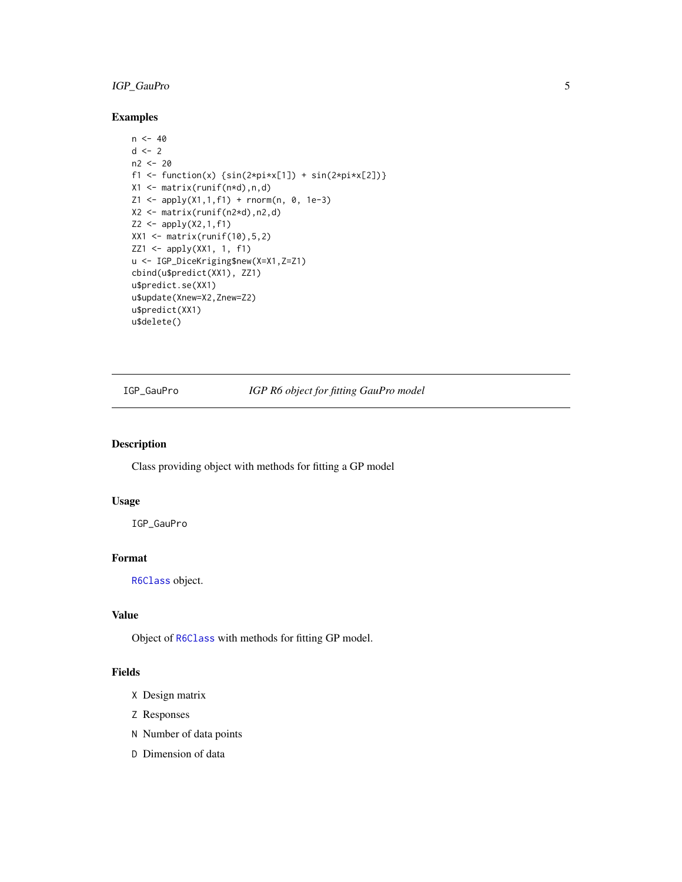## Examples

```
n <- 40
d <- 2
n2 <- 20
f1 <- function(x) {sin(2*pi*x[1]) + sin(2*pi*x[2])}
X1 <- matrix(runif(n*d),n,d)
Z1 <- apply(X1,1,f1) + rnorm(n, 0, 1e-3)
X2 <- matrix(runif(n2*d),n2,d)
Z2 <- apply(X2,1,f1)
XX1 <- matrix(runif(10),5,2)
ZZ1 <- apply(XX1, 1, f1)
u <- IGP_DiceKriging$new(X=X1,Z=Z1)
cbind(u$predict(XX1), ZZ1)
u$predict.se(XX1)
u$update(Xnew=X2,Znew=Z2)
u$predict(XX1)
u$delete()
```

---

`IGP_GauPro` *IGP R6 object for fitting GauPro model*

---

## Description

Class providing object with methods for fitting a GP model

## Usage

```
IGP_GauPro
```

## Format

`R6Class` object.

## Value

Object of `R6Class` with methods for fitting GP model.

## Fields

- `X` Design matrix
- `Z` Responses
- `N` Number of data points
- `D` Dimension of data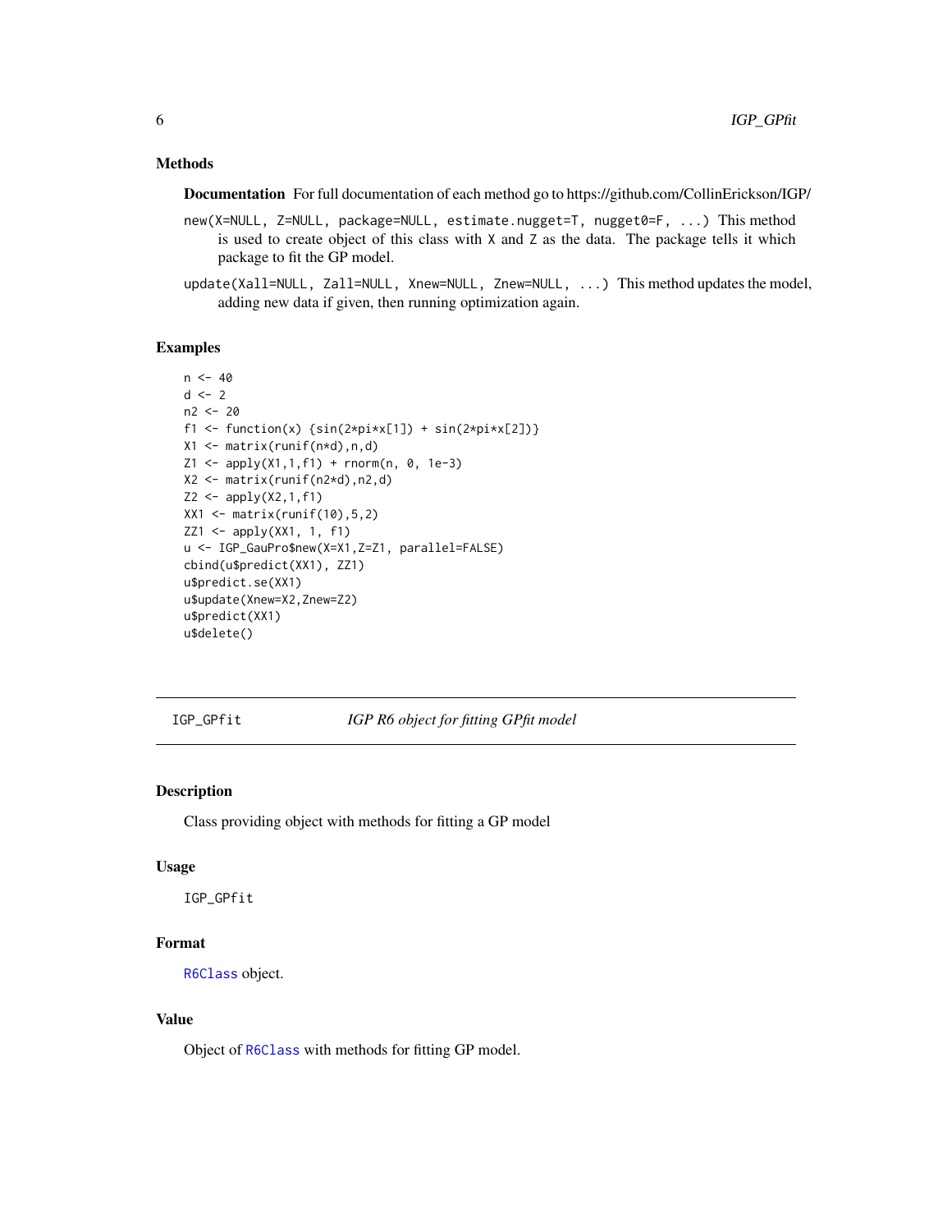### Methods

**Documentation** For full documentation of each method go to https://github.com/CollinErickson/IGP/

`new(X=NULL, Z=NULL, package=NULL, estimate.nugget=T, nugget0=F, ...)` This method is used to create object of this class with `X` and `Z` as the data. The package tells it which package to fit the GP model.

`update(Xall=NULL, Zall=NULL, Xnew=NULL, Znew=NULL, ...)` This method updates the model, adding new data if given, then running optimization again.

### Examples

```
n <- 40
d <- 2
n2 <- 20
f1 <- function(x) {sin(2*pi*x[1]) + sin(2*pi*x[2])}
X1 <- matrix(runif(n*d),n,d)
Z1 <- apply(X1,1,f1) + rnorm(n, 0, 1e-3)
X2 <- matrix(runif(n2*d),n2,d)
Z2 <- apply(X2,1,f1)
XX1 <- matrix(runif(10),5,2)
ZZ1 <- apply(XX1, 1, f1)
u <- IGP_GauPro$new(X=X1,Z=Z1, parallel=FALSE)
cbind(u$predict(XX1), ZZ1)
u$predict.se(XX1)
u$update(Xnew=X2,Znew=Z2)
u$predict(XX1)
u$delete()
```

---

## IGP_GPfit — *IGP R6 object for fitting GPfit model*

### Description

Class providing object with methods for fitting a GP model

### Usage

```
IGP_GPfit
```

### Format

`R6Class` object.

### Value

Object of `R6Class` with methods for fitting GP model.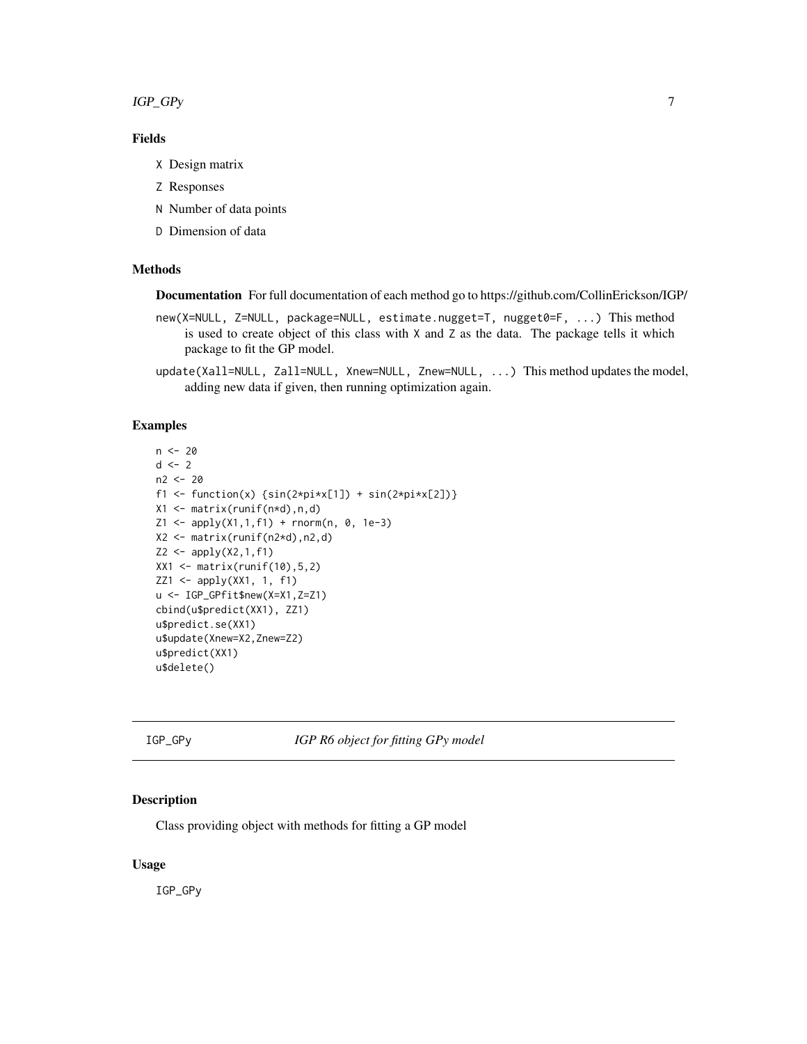## Fields

- `X` Design matrix
- `Z` Responses
- `N` Number of data points
- `D` Dimension of data

## Methods

**Documentation** For full documentation of each method go to https://github.com/CollinErickson/IGP/

`new(X=NULL, Z=NULL, package=NULL, estimate.nugget=T, nugget0=F, ...)` This method is used to create object of this class with `X` and `Z` as the data. The package tells it which package to fit the GP model.

`update(Xall=NULL, Zall=NULL, Xnew=NULL, Znew=NULL, ...)` This method updates the model, adding new data if given, then running optimization again.

## Examples

```
n <- 20
d <- 2
n2 <- 20
f1 <- function(x) {sin(2*pi*x[1]) + sin(2*pi*x[2])}
X1 <- matrix(runif(n*d),n,d)
Z1 <- apply(X1,1,f1) + rnorm(n, 0, 1e-3)
X2 <- matrix(runif(n2*d),n2,d)
Z2 <- apply(X2,1,f1)
XX1 <- matrix(runif(10),5,2)
ZZ1 <- apply(XX1, 1, f1)
u <- IGP_GPfit$new(X=X1,Z=Z1)
cbind(u$predict(XX1), ZZ1)
u$predict.se(XX1)
u$update(Xnew=X2,Znew=Z2)
u$predict(XX1)
u$delete()
```

---

# IGP_GPy — *IGP R6 object for fitting GPy model*

---

## Description

Class providing object with methods for fitting a GP model

## Usage

```
IGP_GPy
```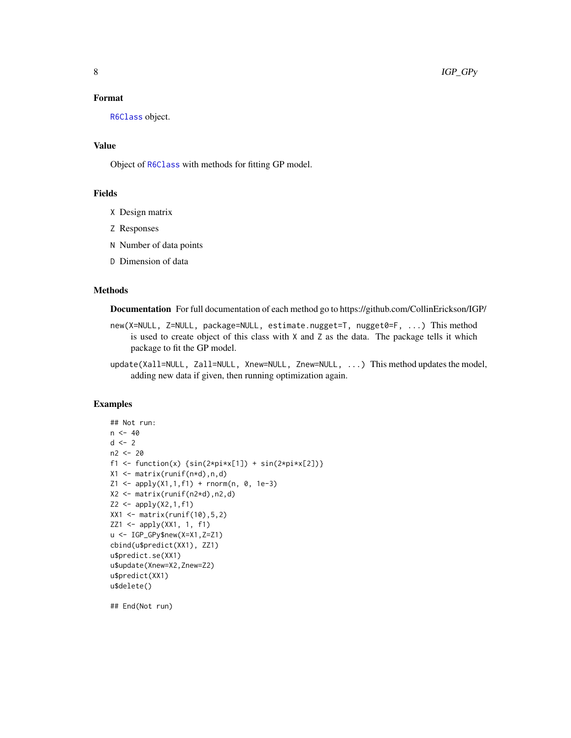### Format

R6Class object.

### Value

Object of R6Class with methods for fitting GP model.

### Fields

- `X` Design matrix
- `Z` Responses
- `N` Number of data points
- `D` Dimension of data

### Methods

**Documentation** For full documentation of each method go to https://github.com/CollinErickson/IGP/

`new(X=NULL, Z=NULL, package=NULL, estimate.nugget=T, nugget0=F, ...)` This method is used to create object of this class with `X` and `Z` as the data. The package tells it which package to fit the GP model.

`update(Xall=NULL, Zall=NULL, Xnew=NULL, Znew=NULL, ...)` This method updates the model, adding new data if given, then running optimization again.

### Examples

```
## Not run:
n <- 40
d <- 2
n2 <- 20
f1 <- function(x) {sin(2*pi*x[1]) + sin(2*pi*x[2])}
X1 <- matrix(runif(n*d),n,d)
Z1 <- apply(X1,1,f1) + rnorm(n, 0, 1e-3)
X2 <- matrix(runif(n2*d),n2,d)
Z2 <- apply(X2,1,f1)
XX1 <- matrix(runif(10),5,2)
ZZ1 <- apply(XX1, 1, f1)
u <- IGP_GPy$new(X=X1,Z=Z1)
cbind(u$predict(XX1), ZZ1)
u$predict.se(XX1)
u$update(Xnew=X2,Znew=Z2)
u$predict(XX1)
u$delete()

## End(Not run)
```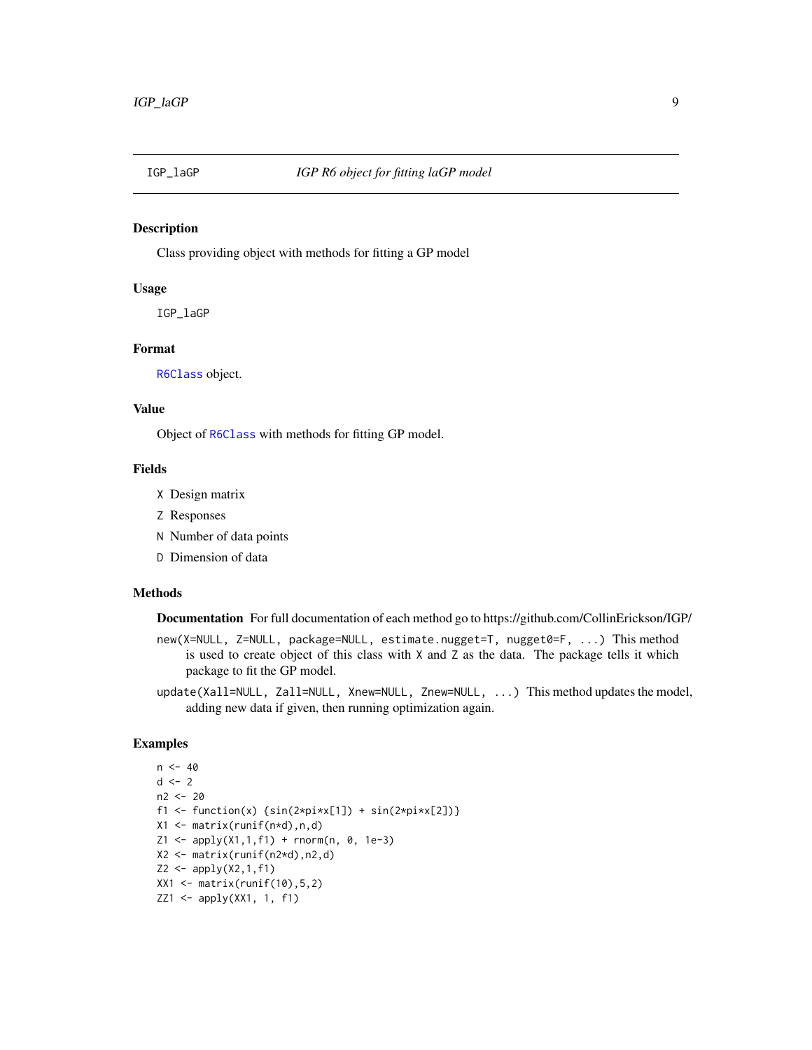IGP_laGP &emsp; *IGP R6 object for fitting laGP model*

## Description

Class providing object with methods for fitting a GP model

## Usage

```
IGP_laGP
```

## Format

`R6Class` object.

## Value

Object of `R6Class` with methods for fitting GP model.

## Fields

- `X` Design matrix
- `Z` Responses
- `N` Number of data points
- `D` Dimension of data

## Methods

**Documentation** For full documentation of each method go to https://github.com/CollinErickson/IGP/

`new(X=NULL, Z=NULL, package=NULL, estimate.nugget=T, nugget0=F, ...)` This method is used to create object of this class with `X` and `Z` as the data. The package tells it which package to fit the GP model.

`update(Xall=NULL, Zall=NULL, Xnew=NULL, Znew=NULL, ...)` This method updates the model, adding new data if given, then running optimization again.

## Examples

```
n <- 40
d <- 2
n2 <- 20
f1 <- function(x) {sin(2*pi*x[1]) + sin(2*pi*x[2])}
X1 <- matrix(runif(n*d),n,d)
Z1 <- apply(X1,1,f1) + rnorm(n, 0, 1e-3)
X2 <- matrix(runif(n2*d),n2,d)
Z2 <- apply(X2,1,f1)
XX1 <- matrix(runif(10),5,2)
ZZ1 <- apply(XX1, 1, f1)
```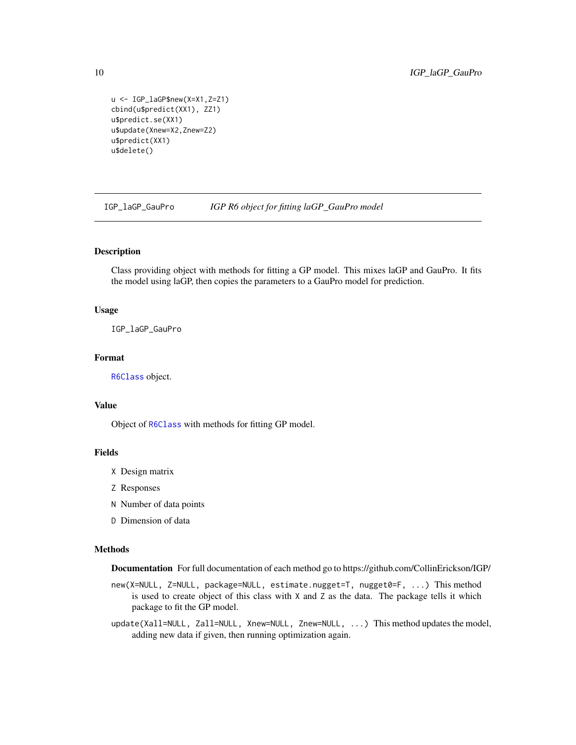```
u <- IGP_laGP$new(X=X1,Z=Z1)
cbind(u$predict(XX1), ZZ1)
u$predict.se(XX1)
u$update(Xnew=X2,Znew=Z2)
u$predict(XX1)
u$delete()
```

## IGP_laGP_GauPro — *IGP R6 object for fitting laGP_GauPro model*

### Description

Class providing object with methods for fitting a GP model. This mixes laGP and GauPro. It fits the model using laGP, then copies the parameters to a GauPro model for prediction.

### Usage

```
IGP_laGP_GauPro
```

### Format

`R6Class` object.

### Value

Object of `R6Class` with methods for fitting GP model.

### Fields

- `X` Design matrix
- `Z` Responses
- `N` Number of data points
- `D` Dimension of data

### Methods

**Documentation** For full documentation of each method go to https://github.com/CollinErickson/IGP/

`new(X=NULL, Z=NULL, package=NULL, estimate.nugget=T, nugget0=F, ...)` This method is used to create object of this class with `X` and `Z` as the data. The package tells it which package to fit the GP model.

`update(Xall=NULL, Zall=NULL, Xnew=NULL, Znew=NULL, ...)` This method updates the model, adding new data if given, then running optimization again.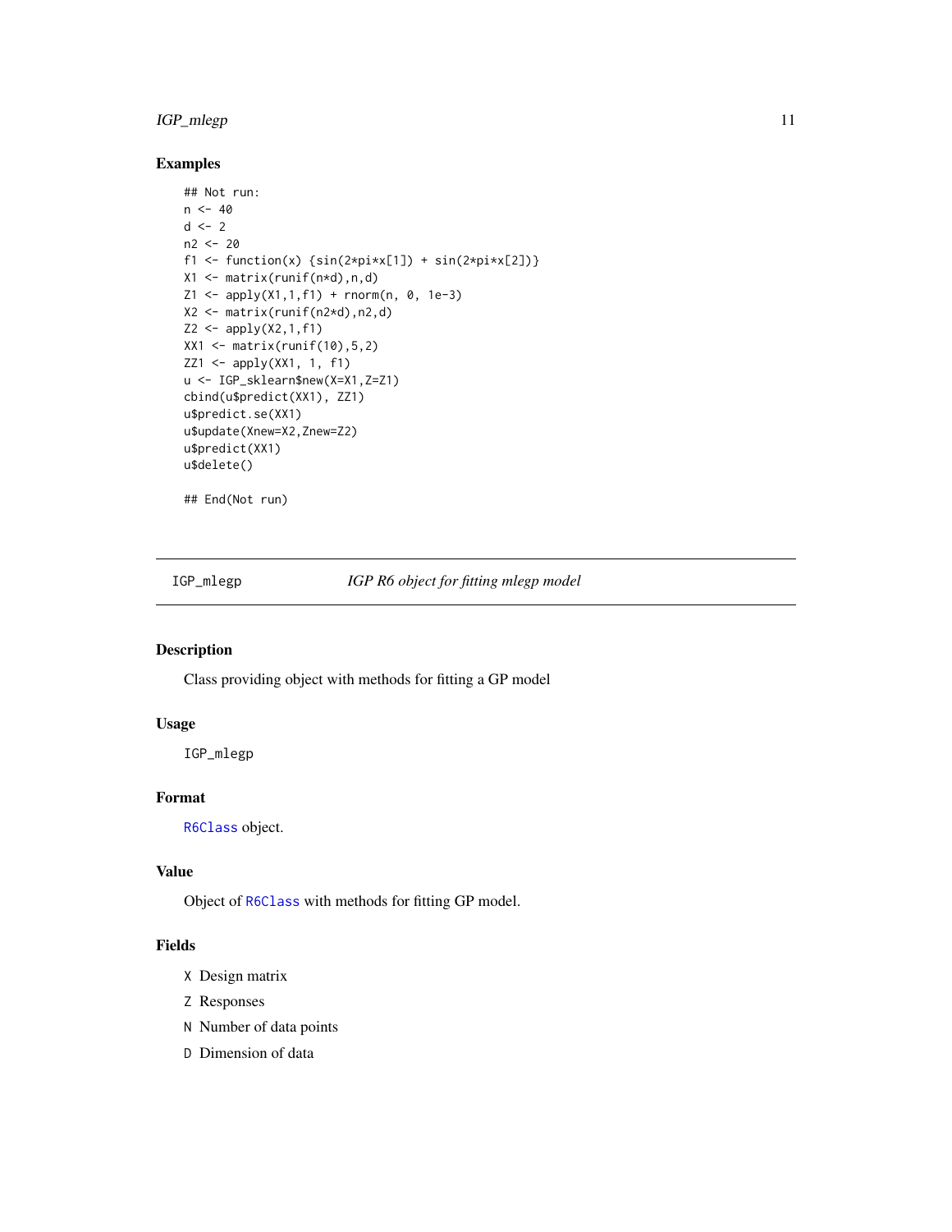### Examples

```
## Not run:
n <- 40
d <- 2
n2 <- 20
f1 <- function(x) {sin(2*pi*x[1]) + sin(2*pi*x[2])}
X1 <- matrix(runif(n*d),n,d)
Z1 <- apply(X1,1,f1) + rnorm(n, 0, 1e-3)
X2 <- matrix(runif(n2*d),n2,d)
Z2 <- apply(X2,1,f1)
XX1 <- matrix(runif(10),5,2)
ZZ1 <- apply(XX1, 1, f1)
u <- IGP_sklearn$new(X=X1,Z=Z1)
cbind(u$predict(XX1), ZZ1)
u$predict.se(XX1)
u$update(Xnew=X2,Znew=Z2)
u$predict(XX1)
u$delete()

## End(Not run)
```

---

## IGP_mlegp — *IGP R6 object for fitting mlegp model*

---

### Description

Class providing object with methods for fitting a GP model

### Usage

```
IGP_mlegp
```

### Format

R6Class object.

### Value

Object of R6Class with methods for fitting GP model.

### Fields

- `X` Design matrix
- `Z` Responses
- `N` Number of data points
- `D` Dimension of data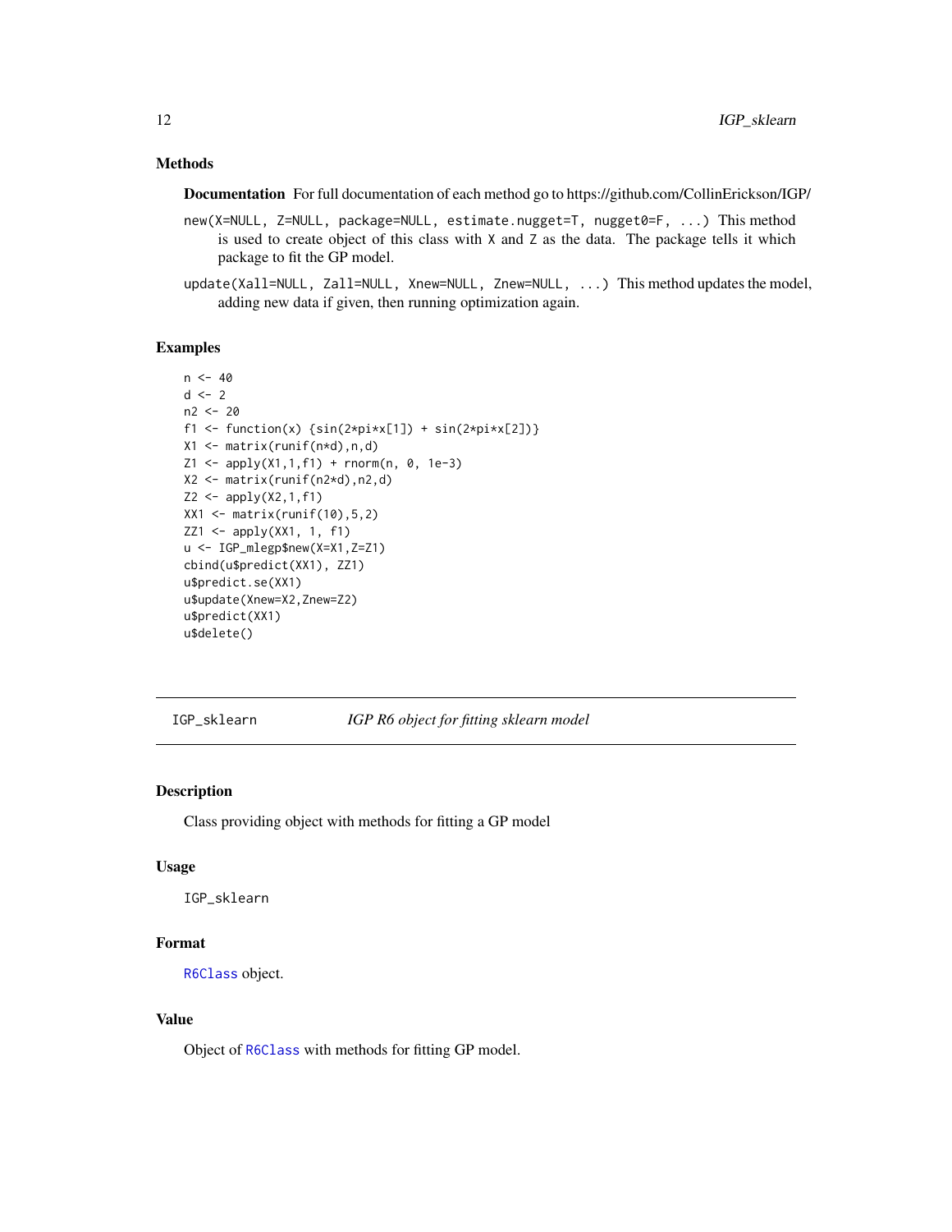### Methods

**Documentation** For full documentation of each method go to https://github.com/CollinErickson/IGP/

`new(X=NULL, Z=NULL, package=NULL, estimate.nugget=T, nugget0=F, ...)` This method is used to create object of this class with `X` and `Z` as the data. The package tells it which package to fit the GP model.

`update(Xall=NULL, Zall=NULL, Xnew=NULL, Znew=NULL, ...)` This method updates the model, adding new data if given, then running optimization again.

### Examples

```
n <- 40
d <- 2
n2 <- 20
f1 <- function(x) {sin(2*pi*x[1]) + sin(2*pi*x[2])}
X1 <- matrix(runif(n*d),n,d)
Z1 <- apply(X1,1,f1) + rnorm(n, 0, 1e-3)
X2 <- matrix(runif(n2*d),n2,d)
Z2 <- apply(X2,1,f1)
XX1 <- matrix(runif(10),5,2)
ZZ1 <- apply(XX1, 1, f1)
u <- IGP_mlegp$new(X=X1,Z=Z1)
cbind(u$predict(XX1), ZZ1)
u$predict.se(XX1)
u$update(Xnew=X2,Znew=Z2)
u$predict(XX1)
u$delete()
```

---

## IGP_sklearn — *IGP R6 object for fitting sklearn model*

---

### Description

Class providing object with methods for fitting a GP model

### Usage

```
IGP_sklearn
```

### Format

`R6Class` object.

### Value

Object of `R6Class` with methods for fitting GP model.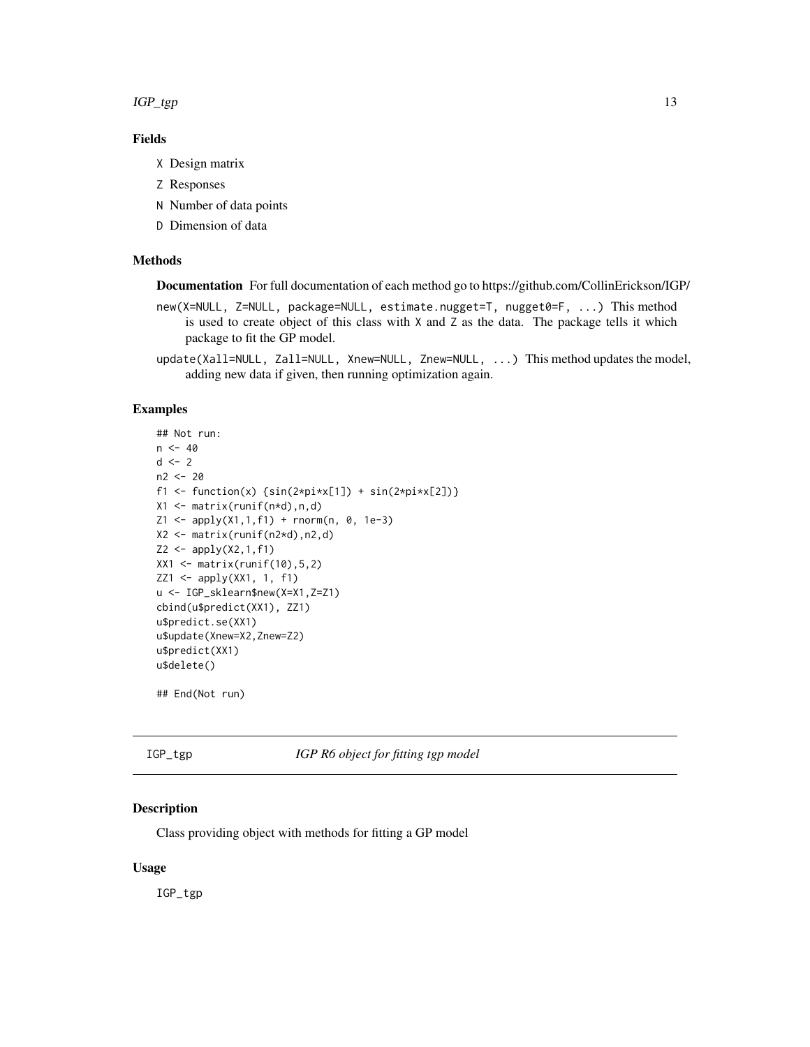### Fields

- X Design matrix
- Z Responses
- N Number of data points
- D Dimension of data

### Methods

**Documentation** For full documentation of each method go to https://github.com/CollinErickson/IGP/

`new(X=NULL, Z=NULL, package=NULL, estimate.nugget=T, nugget0=F, ...)` This method is used to create object of this class with X and Z as the data. The package tells it which package to fit the GP model.

`update(Xall=NULL, Zall=NULL, Xnew=NULL, Znew=NULL, ...)` This method updates the model, adding new data if given, then running optimization again.

### Examples

```
## Not run:
n <- 40
d <- 2
n2 <- 20
f1 <- function(x) {sin(2*pi*x[1]) + sin(2*pi*x[2])}
X1 <- matrix(runif(n*d),n,d)
Z1 <- apply(X1,1,f1) + rnorm(n, 0, 1e-3)
X2 <- matrix(runif(n2*d),n2,d)
Z2 <- apply(X2,1,f1)
XX1 <- matrix(runif(10),5,2)
ZZ1 <- apply(XX1, 1, f1)
u <- IGP_sklearn$new(X=X1,Z=Z1)
cbind(u$predict(XX1), ZZ1)
u$predict.se(XX1)
u$update(Xnew=X2,Znew=Z2)
u$predict(XX1)
u$delete()

## End(Not run)
```

---

## IGP_tgp *IGP R6 object for fitting tgp model*

### Description

Class providing object with methods for fitting a GP model

### Usage

IGP_tgp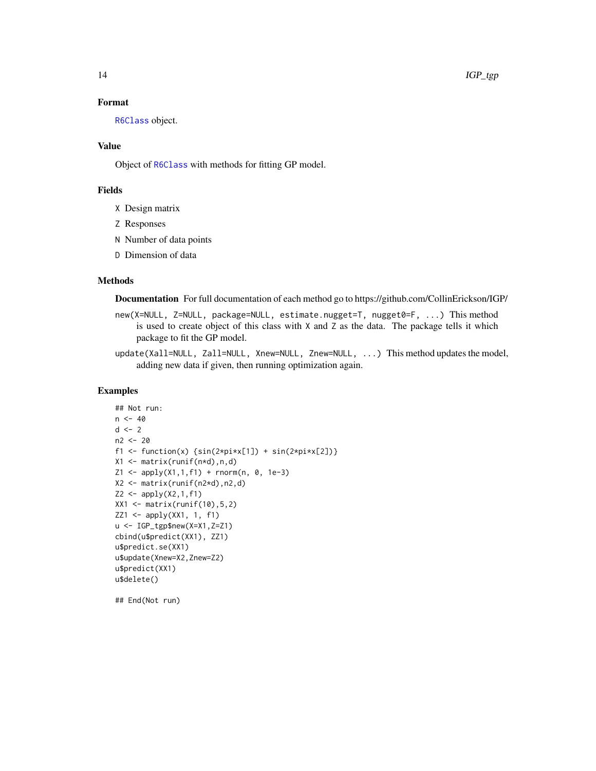### Format

R6Class object.

### Value

Object of R6Class with methods for fitting GP model.

### Fields

- X Design matrix
- Z Responses
- N Number of data points
- D Dimension of data

### Methods

**Documentation** For full documentation of each method go to https://github.com/CollinErickson/IGP/

`new(X=NULL, Z=NULL, package=NULL, estimate.nugget=T, nugget0=F, ...)` This method is used to create object of this class with X and Z as the data. The package tells it which package to fit the GP model.

`update(Xall=NULL, Zall=NULL, Xnew=NULL, Znew=NULL, ...)` This method updates the model, adding new data if given, then running optimization again.

### Examples

```
## Not run:
n <- 40
d <- 2
n2 <- 20
f1 <- function(x) {sin(2*pi*x[1]) + sin(2*pi*x[2])}
X1 <- matrix(runif(n*d),n,d)
Z1 <- apply(X1,1,f1) + rnorm(n, 0, 1e-3)
X2 <- matrix(runif(n2*d),n2,d)
Z2 <- apply(X2,1,f1)
XX1 <- matrix(runif(10),5,2)
ZZ1 <- apply(XX1, 1, f1)
u <- IGP_tgp$new(X=X1,Z=Z1)
cbind(u$predict(XX1), ZZ1)
u$predict.se(XX1)
u$update(Xnew=X2,Znew=Z2)
u$predict(XX1)
u$delete()

## End(Not run)
```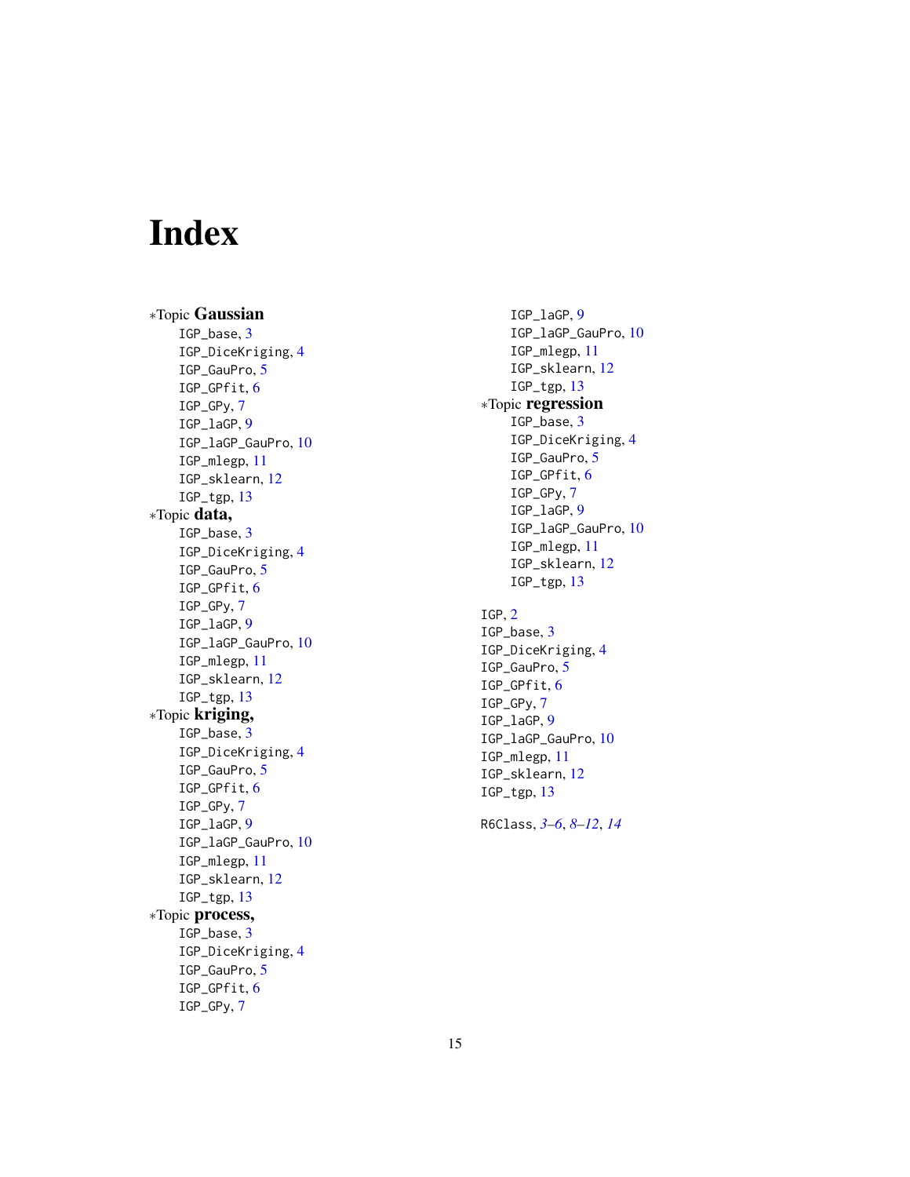# Index

*Topic **Gaussian**
- IGP_base, 3
- IGP_DiceKriging, 4
- IGP_GauPro, 5
- IGP_GPfit, 6
- IGP_GPy, 7
- IGP_laGP, 9
- IGP_laGP_GauPro, 10
- IGP_mlegp, 11
- IGP_sklearn, 12
- IGP_tgp, 13

*Topic **data,**
- IGP_base, 3
- IGP_DiceKriging, 4
- IGP_GauPro, 5
- IGP_GPfit, 6
- IGP_GPy, 7
- IGP_laGP, 9
- IGP_laGP_GauPro, 10
- IGP_mlegp, 11
- IGP_sklearn, 12
- IGP_tgp, 13

*Topic **kriging,**
- IGP_base, 3
- IGP_DiceKriging, 4
- IGP_GauPro, 5
- IGP_GPfit, 6
- IGP_GPy, 7
- IGP_laGP, 9
- IGP_laGP_GauPro, 10
- IGP_mlegp, 11
- IGP_sklearn, 12
- IGP_tgp, 13

*Topic **process,**
- IGP_base, 3
- IGP_DiceKriging, 4
- IGP_GauPro, 5
- IGP_GPfit, 6
- IGP_GPy, 7
- IGP_laGP, 9
- IGP_laGP_GauPro, 10
- IGP_mlegp, 11
- IGP_sklearn, 12
- IGP_tgp, 13

*Topic **regression**
- IGP_base, 3
- IGP_DiceKriging, 4
- IGP_GauPro, 5
- IGP_GPfit, 6
- IGP_GPy, 7
- IGP_laGP, 9
- IGP_laGP_GauPro, 10
- IGP_mlegp, 11
- IGP_sklearn, 12
- IGP_tgp, 13

IGP, 2
IGP_base, 3
IGP_DiceKriging, 4
IGP_GauPro, 5
IGP_GPfit, 6
IGP_GPy, 7
IGP_laGP, 9
IGP_laGP_GauPro, 10
IGP_mlegp, 11
IGP_sklearn, 12
IGP_tgp, 13

R6Class, *3–6*, *8–12*, *14*